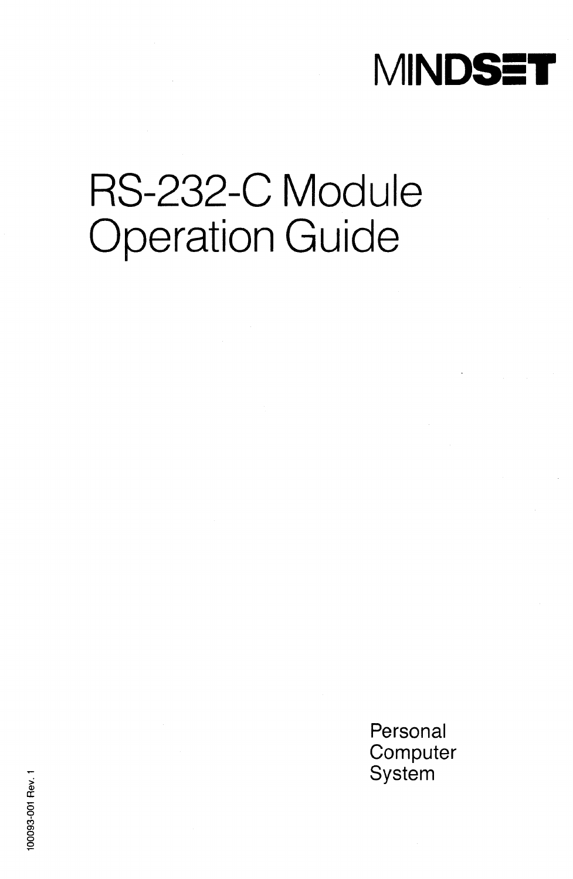MINDSET

# RS-232-C Module Operation Guide

Personal Computer System

100093-001 Rev. 1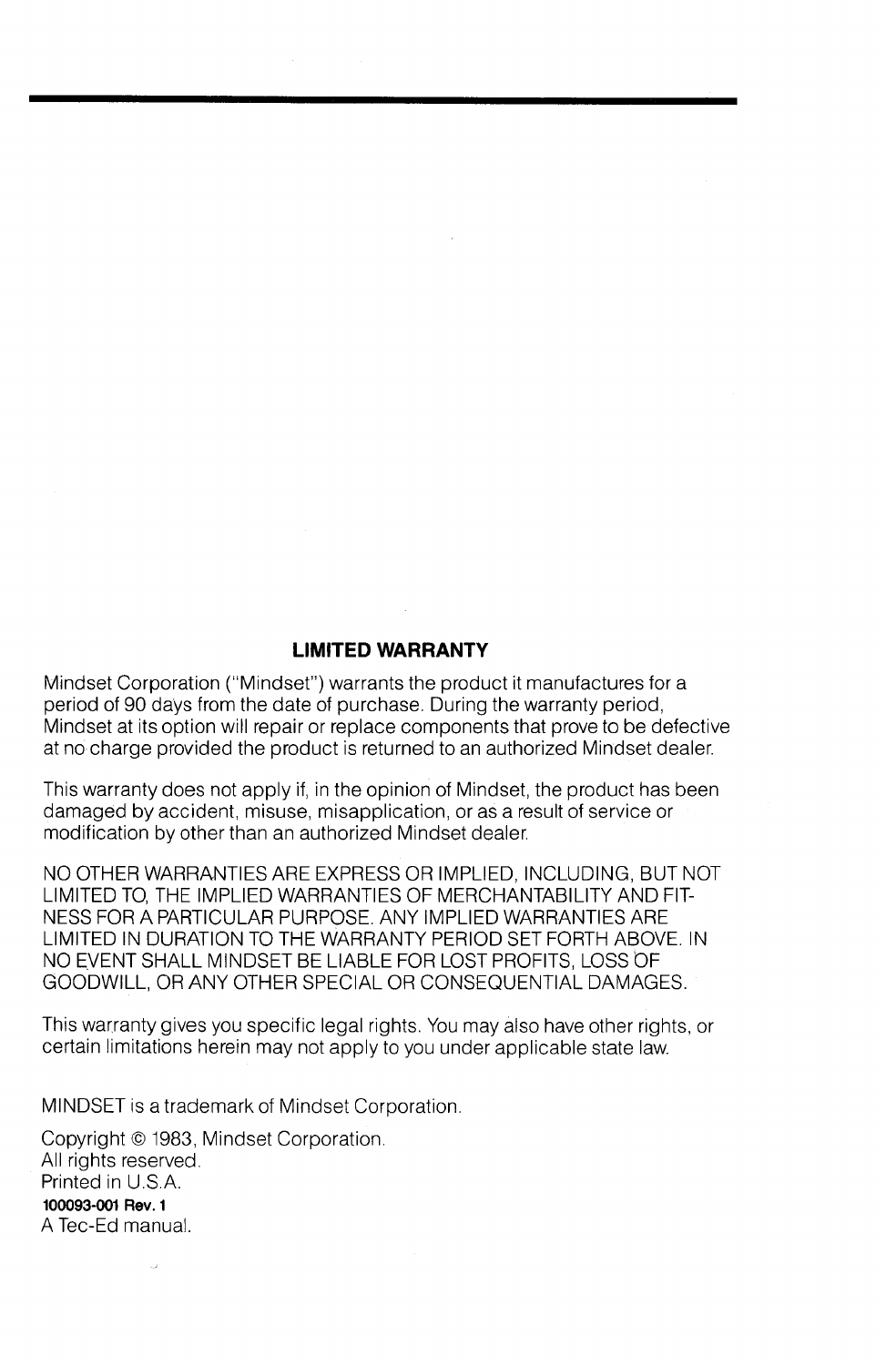## LIMITED WARRANTY

Mindset Corporation ("Mindset") warrants the product it manufactures for a period of 90 days from the date of purchase. During the warranty period, Mindset at its option will repair or replace components that prove to be defective at no charge provided the product is returned to an authorized Mindset dealer.

This warranty does not apply if, in the opinion of Mindset, the product has been damaged by accident, misuse, misapplication, or as a result of service or modification by other than an authorized Mindset dealer.

NO OTHER WARRANTIES ARE EXPRESS OR IMPLIED, INCLUDING, BUT NOT LIMITED TO, THE IMPLIED WARRANTIES OF MERCHANTABILITY AND FITNESS FOR A PARTICULAR PURPOSE. ANY IMPLIED WARRANTIES ARE LIMITED IN DURATION TO THE WARRANTY PERIOD SET FORTH ABOVE. IN NO EVENT SHALL MINDSET BE LIABLE FOR LOST PROFITS, LOSS OF GOODWILL, OR ANY OTHER SPECIAL OR CONSEQUENTIAL DAMAGES.

This warranty gives you specific legal rights. You may also have other rights, or certain limitations herein may not apply to you under applicable state law.

MINDSET is a trademark of Mindset Corporation.

Copyright © 1983, Mindset Corporation.
All rights reserved.
Printed in U.S.A.
**100093-001 Rev. 1**
A Tec-Ed manual.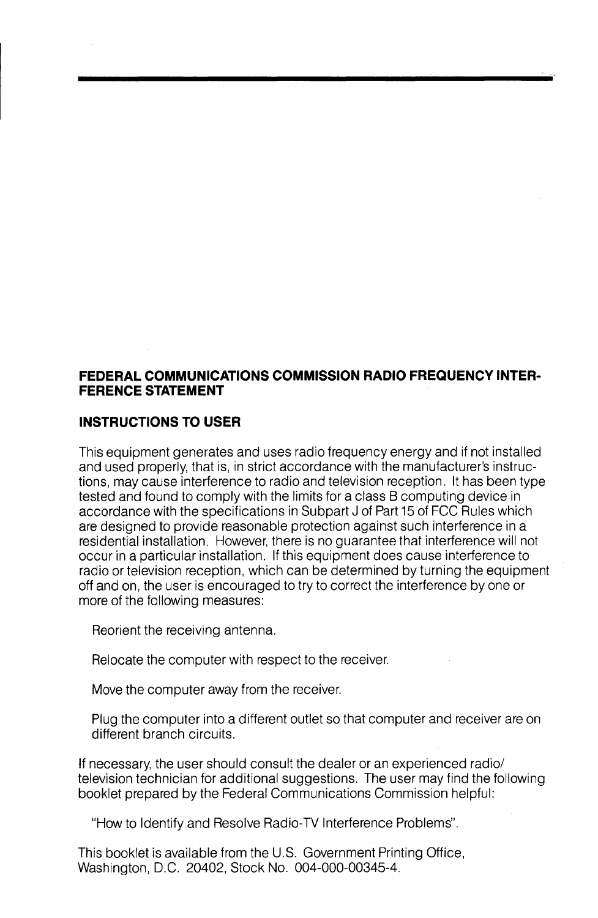**FEDERAL COMMUNICATIONS COMMISSION RADIO FREQUENCY INTERFERENCE STATEMENT**

**INSTRUCTIONS TO USER**

This equipment generates and uses radio frequency energy and if not installed and used properly, that is, in strict accordance with the manufacturer's instructions, may cause interference to radio and television reception. It has been type tested and found to comply with the limits for a class B computing device in accordance with the specifications in Subpart J of Part 15 of FCC Rules which are designed to provide reasonable protection against such interference in a residential installation. However, there is no guarantee that interference will not occur in a particular installation. If this equipment does cause interference to radio or television reception, which can be determined by turning the equipment off and on, the user is encouraged to try to correct the interference by one or more of the following measures:

Reorient the receiving antenna.

Relocate the computer with respect to the receiver.

Move the computer away from the receiver.

Plug the computer into a different outlet so that computer and receiver are on different branch circuits.

If necessary, the user should consult the dealer or an experienced radio/television technician for additional suggestions. The user may find the following booklet prepared by the Federal Communications Commission helpful:

"How to Identify and Resolve Radio-TV Interference Problems".

This booklet is available from the U.S. Government Printing Office, Washington, D.C. 20402, Stock No. 004-000-00345-4.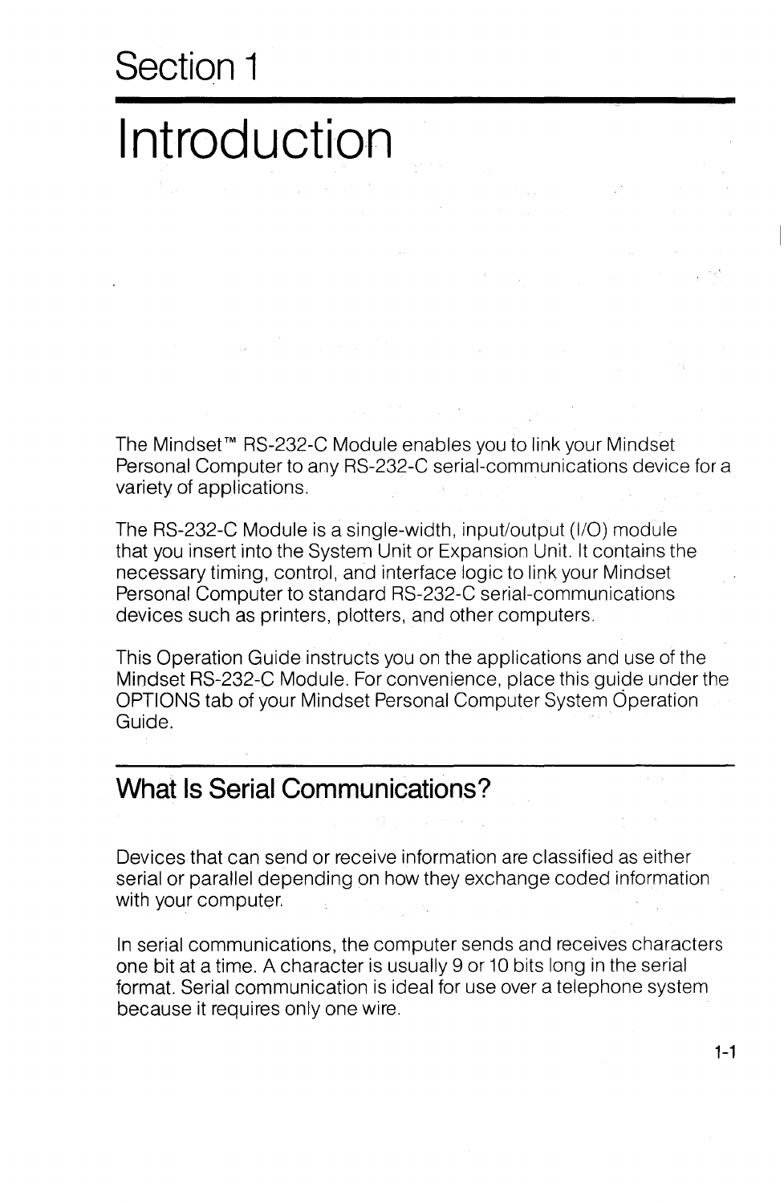# Section 1

# Introduction

The Mindset™ RS-232-C Module enables you to link your Mindset Personal Computer to any RS-232-C serial-communications device for a variety of applications.

The RS-232-C Module is a single-width, input/output (I/O) module that you insert into the System Unit or Expansion Unit. It contains the necessary timing, control, and interface logic to link your Mindset Personal Computer to standard RS-232-C serial-communications devices such as printers, plotters, and other computers.

This Operation Guide instructs you on the applications and use of the Mindset RS-232-C Module. For convenience, place this guide under the OPTIONS tab of your Mindset Personal Computer System Operation Guide.

## What Is Serial Communications?

Devices that can send or receive information are classified as either serial or parallel depending on how they exchange coded information with your computer.

In serial communications, the computer sends and receives characters one bit at a time. A character is usually 9 or 10 bits long in the serial format. Serial communication is ideal for use over a telephone system because it requires only one wire.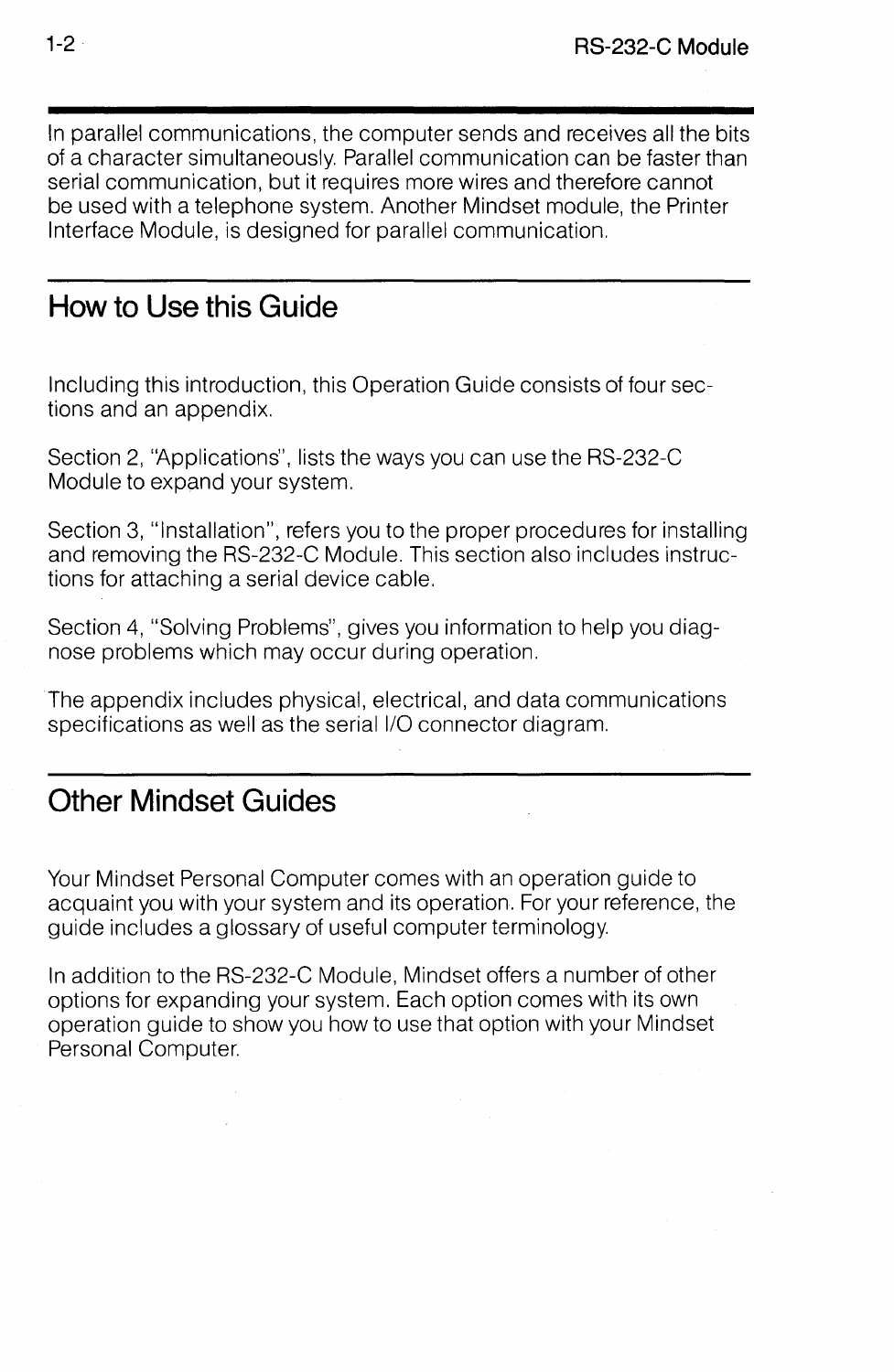In parallel communications, the computer sends and receives all the bits of a character simultaneously. Parallel communication can be faster than serial communication, but it requires more wires and therefore cannot be used with a telephone system. Another Mindset module, the Printer Interface Module, is designed for parallel communication.

## How to Use this Guide

Including this introduction, this Operation Guide consists of four sections and an appendix.

Section 2, "Applications", lists the ways you can use the RS-232-C Module to expand your system.

Section 3, "Installation", refers you to the proper procedures for installing and removing the RS-232-C Module. This section also includes instructions for attaching a serial device cable.

Section 4, "Solving Problems", gives you information to help you diagnose problems which may occur during operation.

The appendix includes physical, electrical, and data communications specifications as well as the serial I/O connector diagram.

## Other Mindset Guides

Your Mindset Personal Computer comes with an operation guide to acquaint you with your system and its operation. For your reference, the guide includes a glossary of useful computer terminology.

In addition to the RS-232-C Module, Mindset offers a number of other options for expanding your system. Each option comes with its own operation guide to show you how to use that option with your Mindset Personal Computer.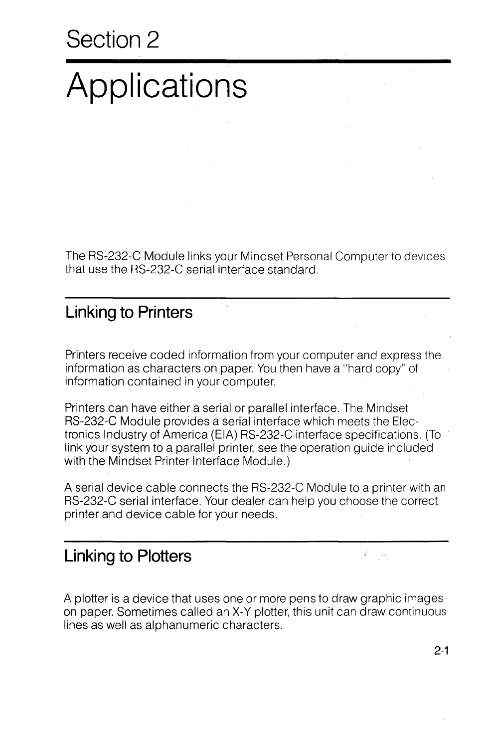# Section 2

# Applications

The RS-232-C Module links your Mindset Personal Computer to devices that use the RS-232-C serial interface standard.

## Linking to Printers

Printers receive coded information from your computer and express the information as characters on paper. You then have a "hard copy" of information contained in your computer.

Printers can have either a serial or parallel interface. The Mindset RS-232-C Module provides a serial interface which meets the Electronics Industry of America (EIA) RS-232-C interface specifications. (To link your system to a parallel printer, see the operation guide included with the Mindset Printer Interface Module.)

A serial device cable connects the RS-232-C Module to a printer with an RS-232-C serial interface. Your dealer can help you choose the correct printer and device cable for your needs.

## Linking to Plotters

A plotter is a device that uses one or more pens to draw graphic images on paper. Sometimes called an X-Y plotter, this unit can draw continuous lines as well as alphanumeric characters.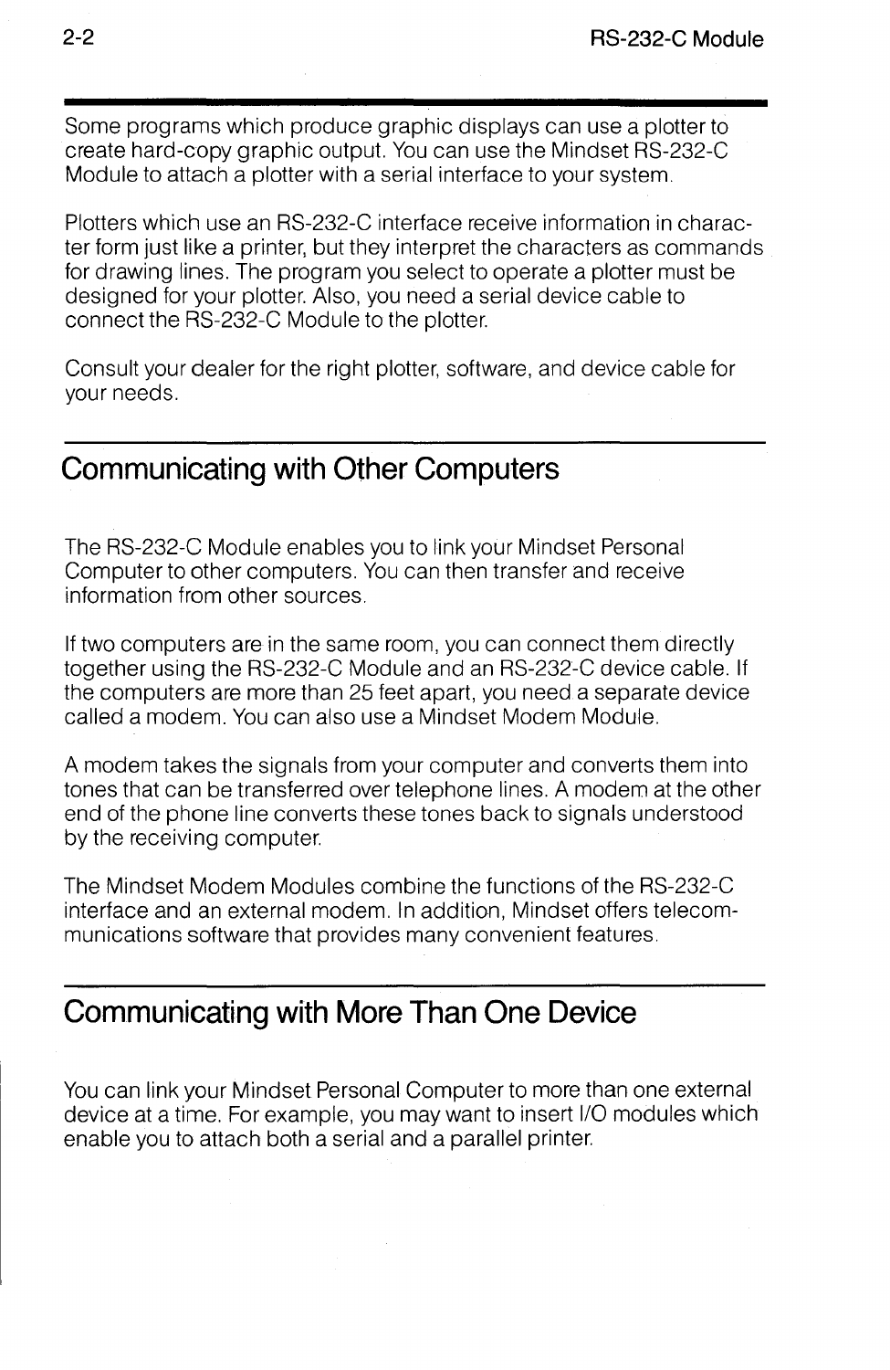Some programs which produce graphic displays can use a plotter to create hard-copy graphic output. You can use the Mindset RS-232-C Module to attach a plotter with a serial interface to your system.

Plotters which use an RS-232-C interface receive information in character form just like a printer, but they interpret the characters as commands for drawing lines. The program you select to operate a plotter must be designed for your plotter. Also, you need a serial device cable to connect the RS-232-C Module to the plotter.

Consult your dealer for the right plotter, software, and device cable for your needs.

## Communicating with Other Computers

The RS-232-C Module enables you to link your Mindset Personal Computer to other computers. You can then transfer and receive information from other sources.

If two computers are in the same room, you can connect them directly together using the RS-232-C Module and an RS-232-C device cable. If the computers are more than 25 feet apart, you need a separate device called a modem. You can also use a Mindset Modem Module.

A modem takes the signals from your computer and converts them into tones that can be transferred over telephone lines. A modem at the other end of the phone line converts these tones back to signals understood by the receiving computer.

The Mindset Modem Modules combine the functions of the RS-232-C interface and an external modem. In addition, Mindset offers telecommunications software that provides many convenient features.

## Communicating with More Than One Device

You can link your Mindset Personal Computer to more than one external device at a time. For example, you may want to insert I/O modules which enable you to attach both a serial and a parallel printer.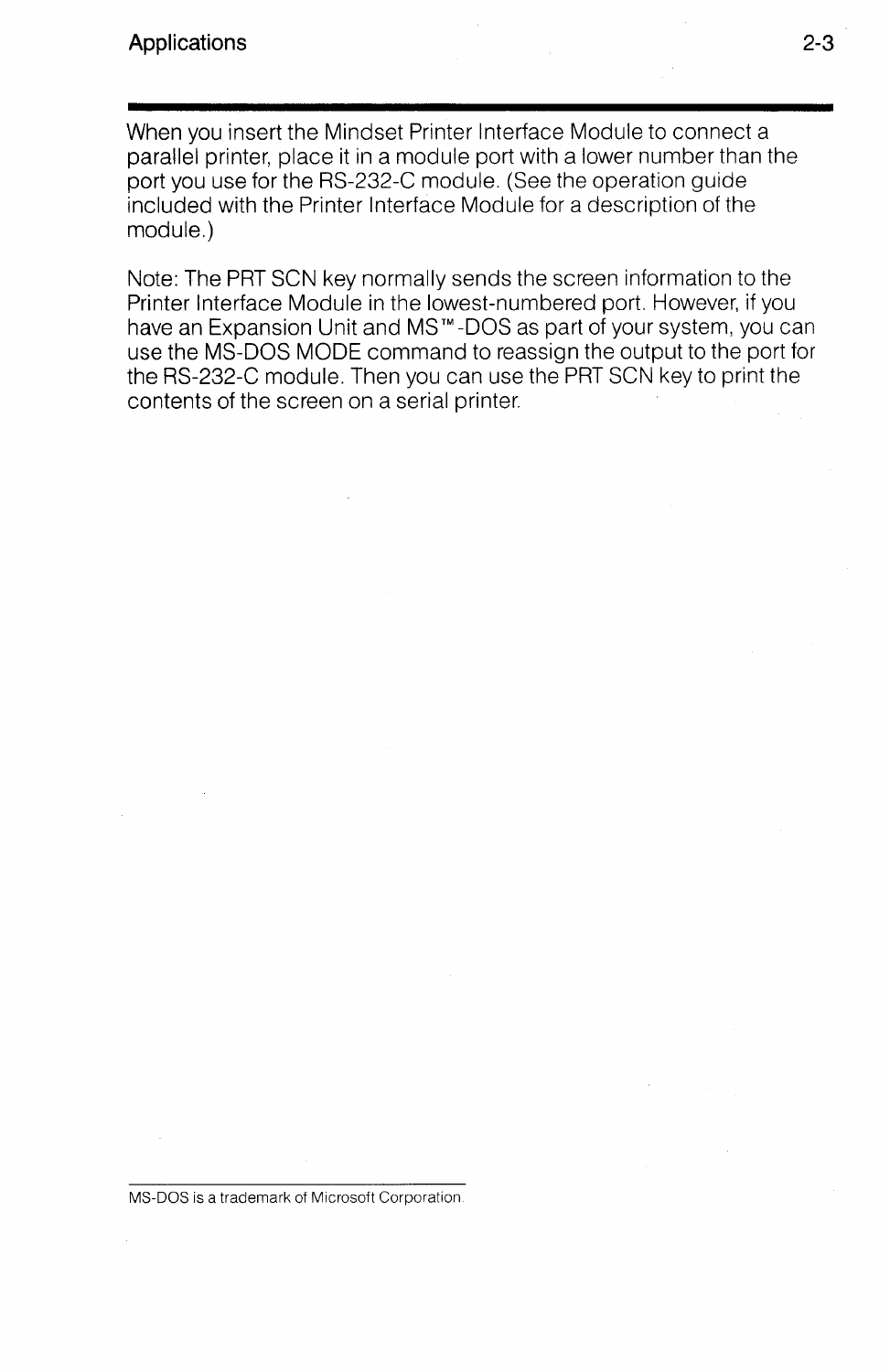When you insert the Mindset Printer Interface Module to connect a parallel printer, place it in a module port with a lower number than the port you use for the RS-232-C module. (See the operation guide included with the Printer Interface Module for a description of the module.)

Note: The PRT SCN key normally sends the screen information to the Printer Interface Module in the lowest-numbered port. However, if you have an Expansion Unit and MS™-DOS as part of your system, you can use the MS-DOS MODE command to reassign the output to the port for the RS-232-C module. Then you can use the PRT SCN key to print the contents of the screen on a serial printer.

---

MS-DOS is a trademark of Microsoft Corporation.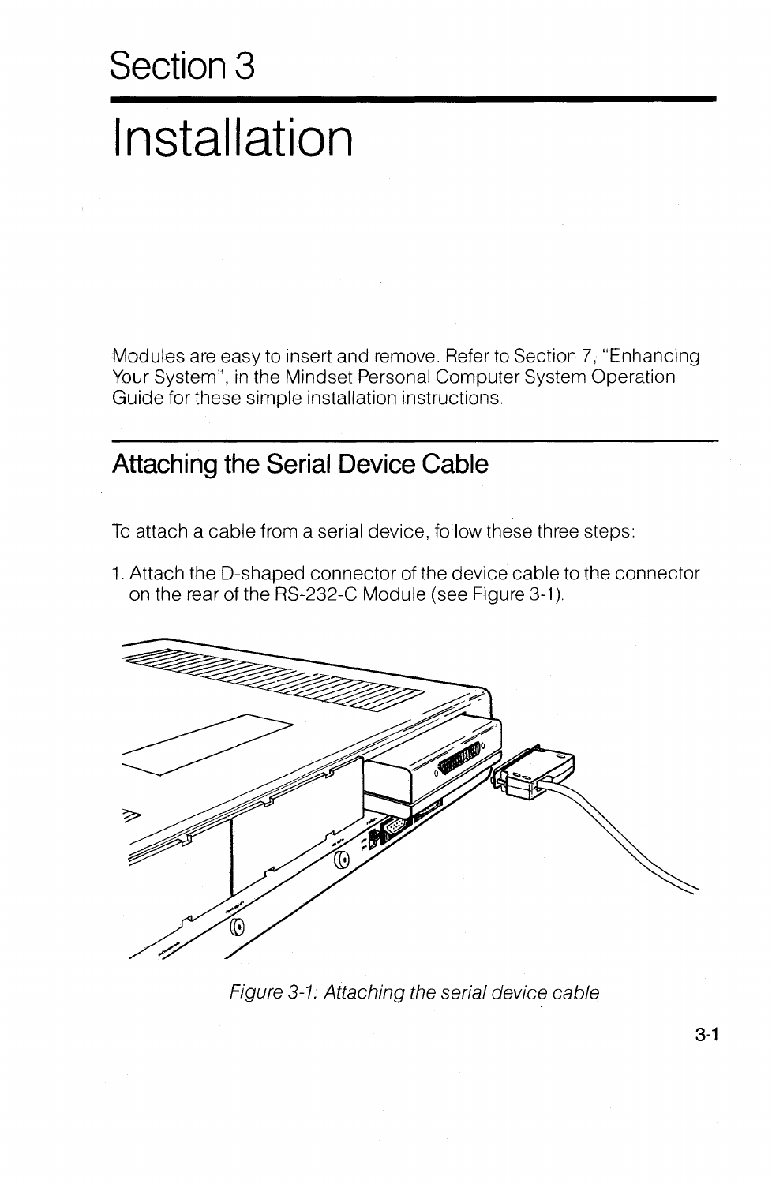# Section 3

# Installation

Modules are easy to insert and remove. Refer to Section 7, "Enhancing Your System", in the Mindset Personal Computer System Operation Guide for these simple installation instructions.

## Attaching the Serial Device Cable

To attach a cable from a serial device, follow these three steps:

1. Attach the D-shaped connector of the device cable to the connector on the rear of the RS-232-C Module (see Figure 3-1).

*Figure 3-1: Attaching the serial device cable*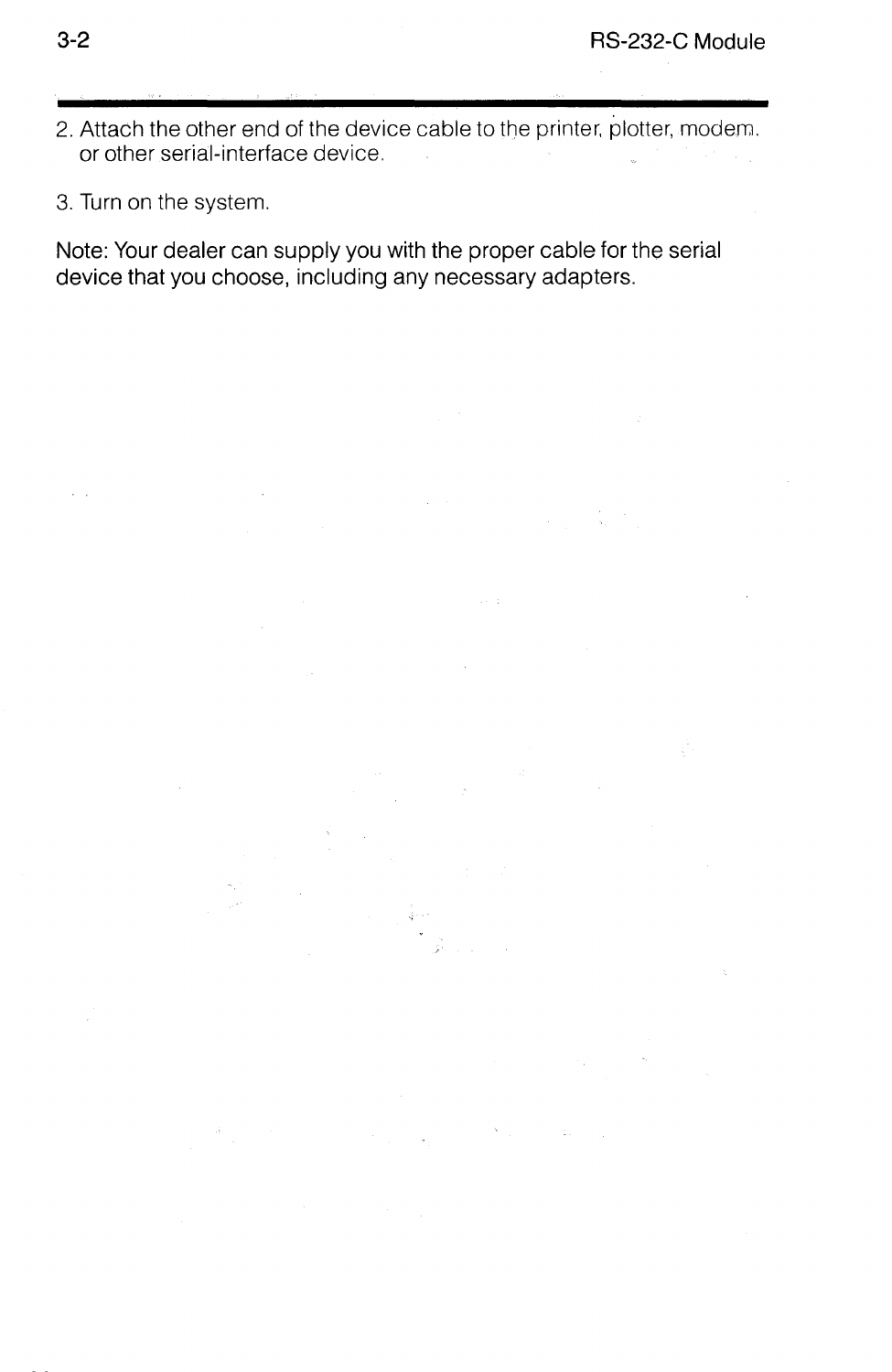2. Attach the other end of the device cable to the printer, plotter, modem, or other serial-interface device.

3. Turn on the system.

Note: Your dealer can supply you with the proper cable for the serial device that you choose, including any necessary adapters.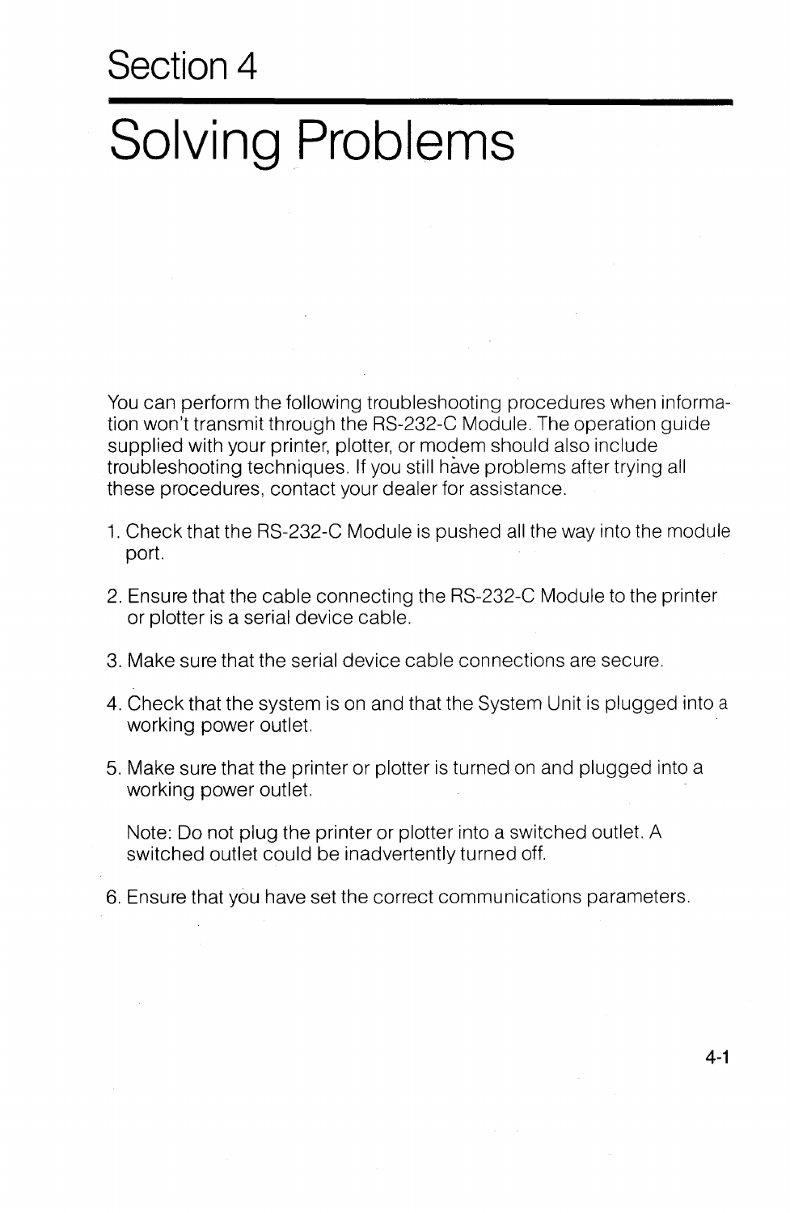# Section 4

# Solving Problems

You can perform the following troubleshooting procedures when information won't transmit through the RS-232-C Module. The operation guide supplied with your printer, plotter, or modem should also include troubleshooting techniques. If you still have problems after trying all these procedures, contact your dealer for assistance.

1. Check that the RS-232-C Module is pushed all the way into the module port.

2. Ensure that the cable connecting the RS-232-C Module to the printer or plotter is a serial device cable.

3. Make sure that the serial device cable connections are secure.

4. Check that the system is on and that the System Unit is plugged into a working power outlet.

5. Make sure that the printer or plotter is turned on and plugged into a working power outlet.

   Note: Do not plug the printer or plotter into a switched outlet. A switched outlet could be inadvertently turned off.

6. Ensure that you have set the correct communications parameters.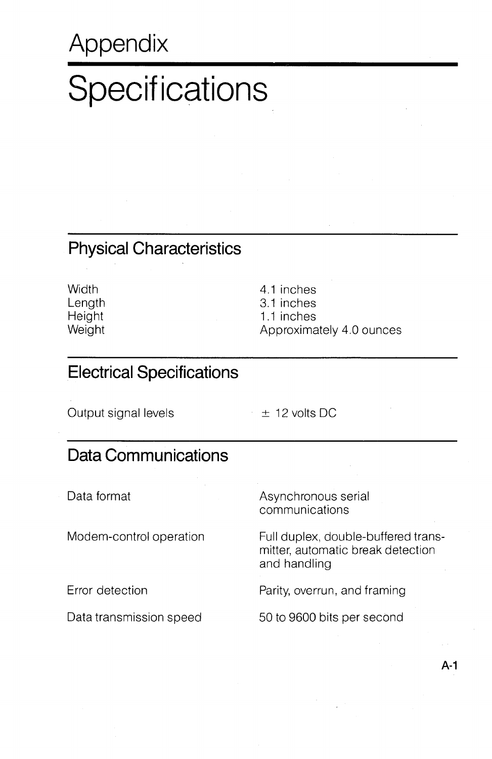# Appendix

# Specifications

## Physical Characteristics

| | |
|---|---|
| Width | 4.1 inches |
| Length | 3.1 inches |
| Height | 1.1 inches |
| Weight | Approximately 4.0 ounces |

## Electrical Specifications

| | |
|---|---|
| Output signal levels | ± 12 volts DC |

## Data Communications

| | |
|---|---|
| Data format | Asynchronous serial communications |
| Modem-control operation | Full duplex, double-buffered transmitter, automatic break detection and handling |
| Error detection | Parity, overrun, and framing |
| Data transmission speed | 50 to 9600 bits per second |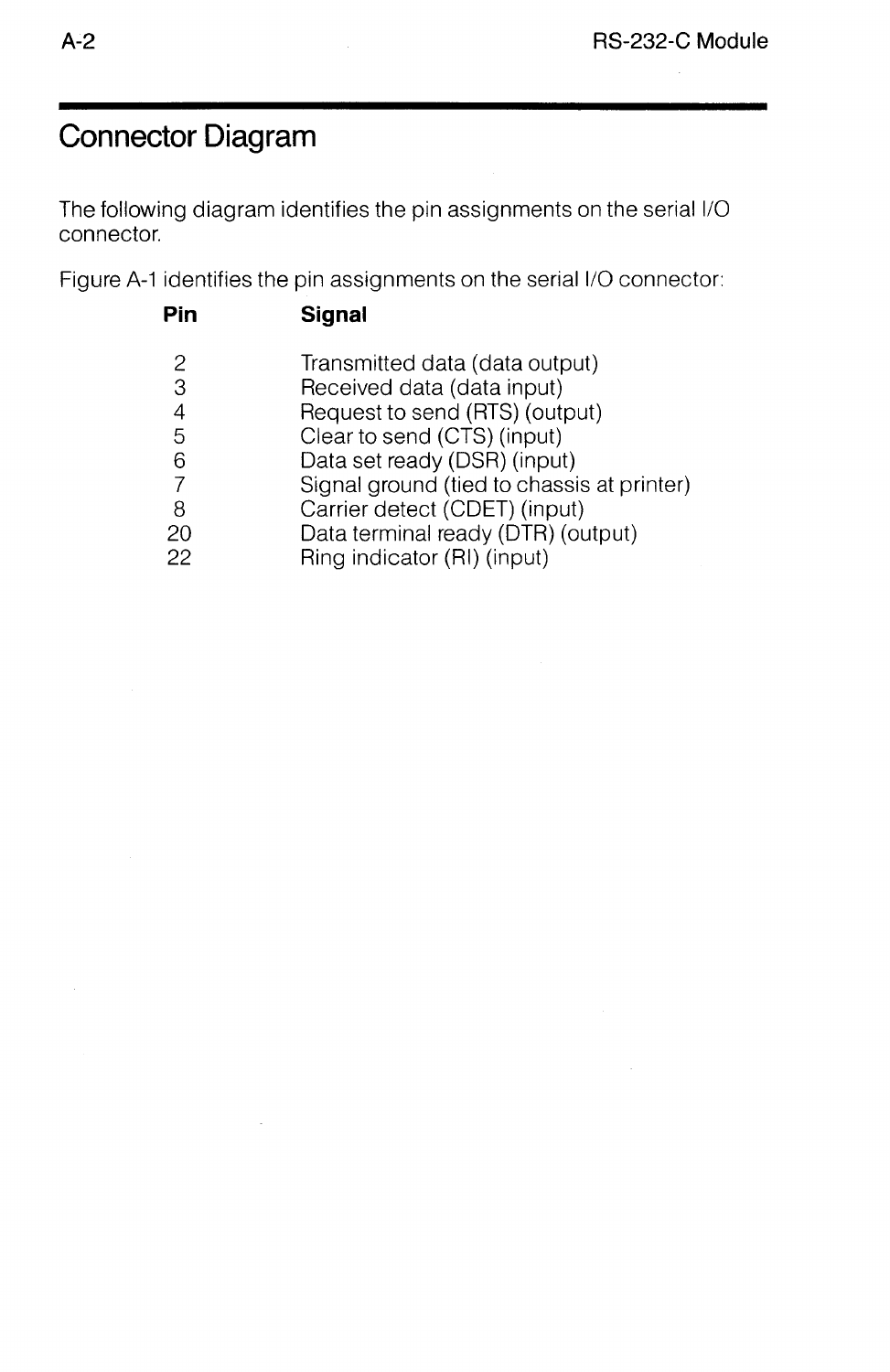## Connector Diagram

The following diagram identifies the pin assignments on the serial I/O connector.

Figure A-1 identifies the pin assignments on the serial I/O connector:

| Pin | Signal |
|---|---|
| 2 | Transmitted data (data output) |
| 3 | Received data (data input) |
| 4 | Request to send (RTS) (output) |
| 5 | Clear to send (CTS) (input) |
| 6 | Data set ready (DSR) (input) |
| 7 | Signal ground (tied to chassis at printer) |
| 8 | Carrier detect (CDET) (input) |
| 20 | Data terminal ready (DTR) (output) |
| 22 | Ring indicator (RI) (input) |